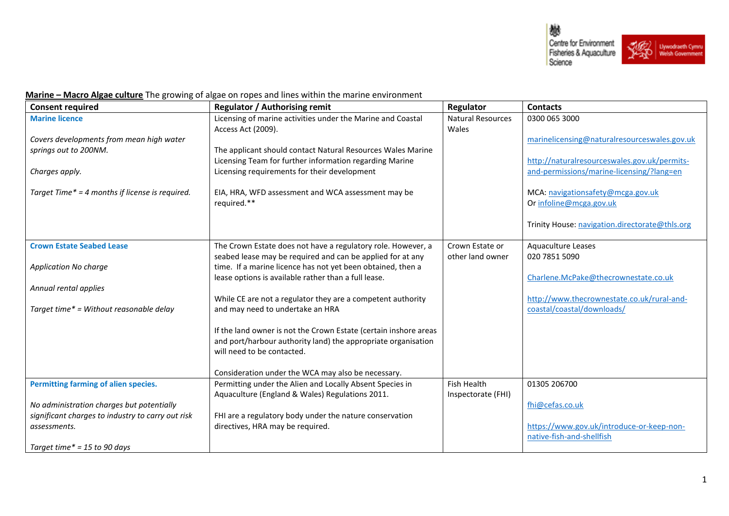**Marine – Macro Algae culture** The growing of algae on ropes and lines within the marine environment

| Consent required | Regulator / Authorising remit | Regulator | Contacts |
|---|---|---|---|
| **Marine licence**<br><br>*Covers developments from mean high water springs out to 200NM.*<br><br>*Charges apply.*<br><br>*Target Time* = 4 months if license is required.* | Licensing of marine activities under the Marine and Coastal Access Act (2009).<br><br>The applicant should contact Natural Resources Wales Marine Licensing Team for further information regarding Marine Licensing requirements for their development<br><br>EIA, HRA, WFD assessment and WCA assessment may be required.** | Natural Resources Wales | 0300 065 3000<br><br>marinelicensing@naturalresourceswales.gov.uk<br><br>http://naturalresourceswales.gov.uk/permits-and-permissions/marine-licensing/?lang=en<br><br>MCA: navigationsafety@mcga.gov.uk<br>Or infoline@mcga.gov.uk<br><br>Trinity House: navigation.directorate@thls.org |
| **Crown Estate Seabed Lease**<br><br>*Application No charge*<br><br>*Annual rental applies*<br><br>*Target time* = Without reasonable delay* | The Crown Estate does not have a regulatory role. However, a seabed lease may be required and can be applied for at any time. If a marine licence has not yet been obtained, then a lease options is available rather than a full lease.<br><br>While CE are not a regulator they are a competent authority and may need to undertake an HRA<br><br>If the land owner is not the Crown Estate (certain inshore areas and port/harbour authority land) the appropriate organisation will need to be contacted.<br><br>Consideration under the WCA may also be necessary. | Crown Estate or other land owner | Aquaculture Leases<br>020 7851 5090<br><br>Charlene.McPake@thecrownestate.co.uk<br><br>http://www.thecrownestate.co.uk/rural-and-coastal/coastal/downloads/ |
| **Permitting farming of alien species.**<br><br>*No administration charges but potentially significant charges to industry to carry out risk assessments.*<br><br>*Target time* = 15 to 90 days* | Permitting under the Alien and Locally Absent Species in Aquaculture (England & Wales) Regulations 2011.<br><br>FHI are a regulatory body under the nature conservation directives, HRA may be required. | Fish Health Inspectorate (FHI) | 01305 206700<br><br>fhi@cefas.co.uk<br><br>https://www.gov.uk/introduce-or-keep-non-native-fish-and-shellfish |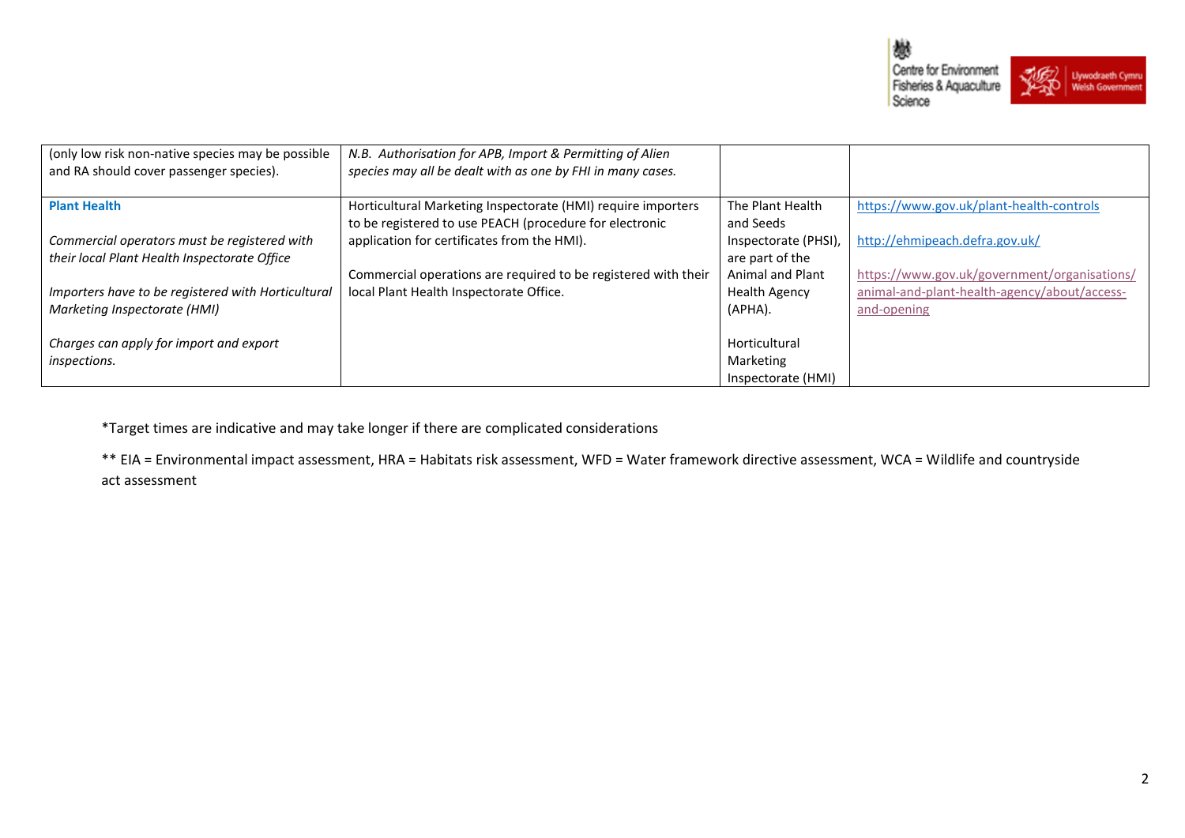| | | | |
|---|---|---|---|
| (only low risk non-native species may be possible and RA should cover passenger species). | *N.B. Authorisation for APB, Import & Permitting of Alien species may all be dealt with as one by FHI in many cases.* | | |
| **Plant Health**<br><br>*Commercial operators must be registered with their local Plant Health Inspectorate Office*<br><br>*Importers have to be registered with Horticultural Marketing Inspectorate (HMI)*<br><br>*Charges can apply for import and export inspections.* | Horticultural Marketing Inspectorate (HMI) require importers to be registered to use PEACH (procedure for electronic application for certificates from the HMI).<br><br>Commercial operations are required to be registered with their local Plant Health Inspectorate Office. | The Plant Health and Seeds Inspectorate (PHSI), are part of the Animal and Plant Health Agency (APHA).<br><br>Horticultural Marketing Inspectorate (HMI) | https://www.gov.uk/plant-health-controls<br><br>http://ehmipeach.defra.gov.uk/<br><br>https://www.gov.uk/government/organisations/animal-and-plant-health-agency/about/access-and-opening |

*Target times are indicative and may take longer if there are complicated considerations

** EIA = Environmental impact assessment, HRA = Habitats risk assessment, WFD = Water framework directive assessment, WCA = Wildlife and countryside act assessment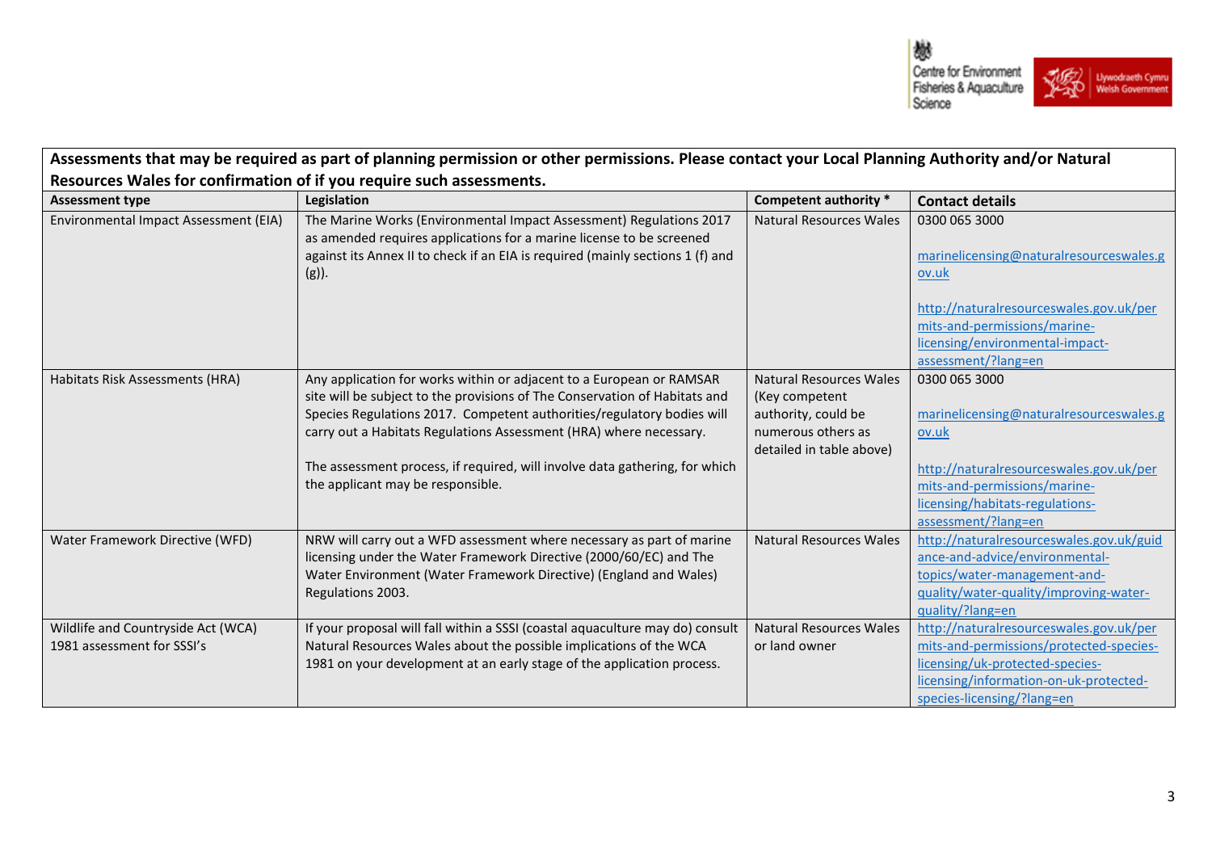| **Assessments that may be required as part of planning permission or other permissions. Please contact your Local Planning Authority and/or Natural Resources Wales for confirmation of if you require such assessments.** | | | |
|---|---|---|---|
| **Assessment type** | **Legislation** | **Competent authority \*** | **Contact details** |
| Environmental Impact Assessment (EIA) | The Marine Works (Environmental Impact Assessment) Regulations 2017 as amended requires applications for a marine license to be screened against its Annex II to check if an EIA is required (mainly sections 1 (f) and (g)). | Natural Resources Wales | 0300 065 3000<br><br>marinelicensing@naturalresourceswales.gov.uk<br><br>http://naturalresourceswales.gov.uk/permits-and-permissions/marine-licensing/environmental-impact-assessment/?lang=en |
| Habitats Risk Assessments (HRA) | Any application for works within or adjacent to a European or RAMSAR site will be subject to the provisions of The Conservation of Habitats and Species Regulations 2017. Competent authorities/regulatory bodies will carry out a Habitats Regulations Assessment (HRA) where necessary.<br><br>The assessment process, if required, will involve data gathering, for which the applicant may be responsible. | Natural Resources Wales (Key competent authority, could be numerous others as detailed in table above) | 0300 065 3000<br><br>marinelicensing@naturalresourceswales.gov.uk<br><br>http://naturalresourceswales.gov.uk/permits-and-permissions/marine-licensing/habitats-regulations-assessment/?lang=en |
| Water Framework Directive (WFD) | NRW will carry out a WFD assessment where necessary as part of marine licensing under the Water Framework Directive (2000/60/EC) and The Water Environment (Water Framework Directive) (England and Wales) Regulations 2003. | Natural Resources Wales | http://naturalresourceswales.gov.uk/guidance-and-advice/environmental-topics/water-management-and-quality/water-quality/improving-water-quality/?lang=en |
| Wildlife and Countryside Act (WCA) 1981 assessment for SSSI's | If your proposal will fall within a SSSI (coastal aquaculture may do) consult Natural Resources Wales about the possible implications of the WCA 1981 on your development at an early stage of the application process. | Natural Resources Wales or land owner | http://naturalresourceswales.gov.uk/permits-and-permissions/protected-species-licensing/uk-protected-species-licensing/information-on-uk-protected-species-licensing/?lang=en |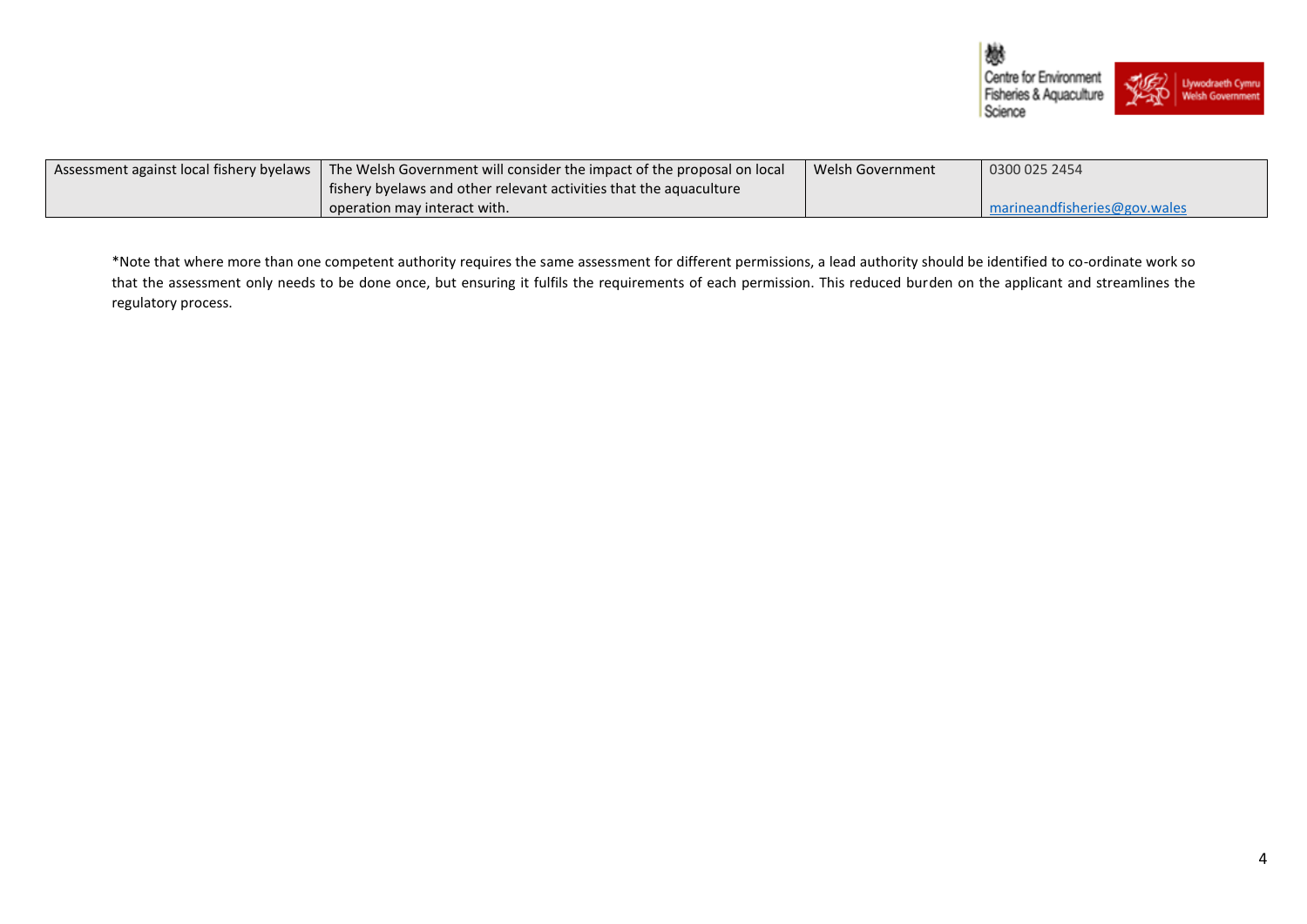| | | | |
|---|---|---|---|
| Assessment against local fishery byelaws | The Welsh Government will consider the impact of the proposal on local fishery byelaws and other relevant activities that the aquaculture operation may interact with. | Welsh Government | 0300 025 2454 marineandfisheries@gov.wales |

*Note that where more than one competent authority requires the same assessment for different permissions, a lead authority should be identified to co-ordinate work so that the assessment only needs to be done once, but ensuring it fulfils the requirements of each permission. This reduced burden on the applicant and streamlines the regulatory process.